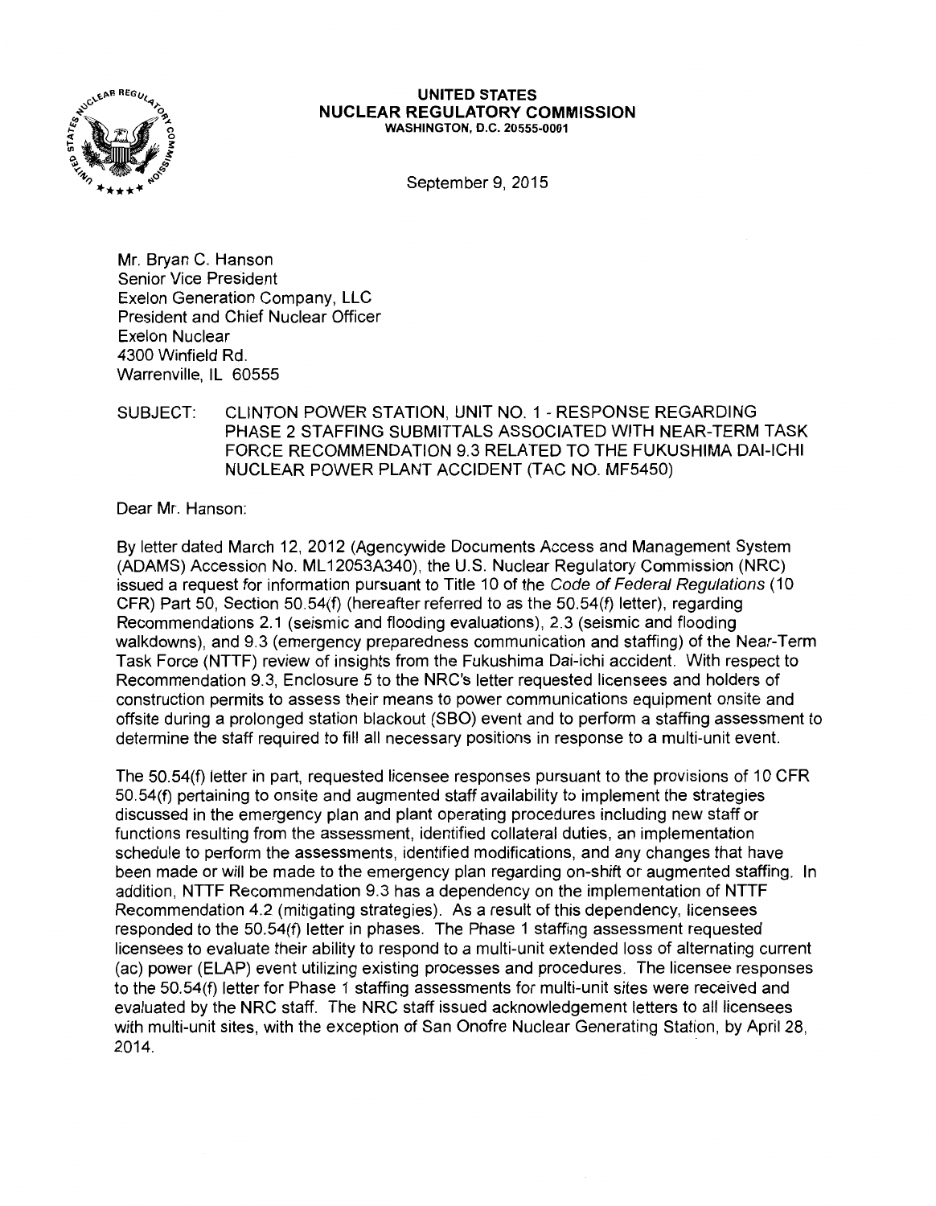**UNITED STATES**
**NUCLEAR REGULATORY COMMISSION**
WASHINGTON, D.C. 20555-0001

September 9, 2015

Mr. Bryan C. Hanson
Senior Vice President
Exelon Generation Company, LLC
President and Chief Nuclear Officer
Exelon Nuclear
4300 Winfield Rd.
Warrenville, IL 60555

SUBJECT: CLINTON POWER STATION, UNIT NO. 1 - RESPONSE REGARDING PHASE 2 STAFFING SUBMITTALS ASSOCIATED WITH NEAR-TERM TASK FORCE RECOMMENDATION 9.3 RELATED TO THE FUKUSHIMA DAI-ICHI NUCLEAR POWER PLANT ACCIDENT (TAC NO. MF5450)

Dear Mr. Hanson:

By letter dated March 12, 2012 (Agencywide Documents Access and Management System (ADAMS) Accession No. ML12053A340), the U.S. Nuclear Regulatory Commission (NRC) issued a request for information pursuant to Title 10 of the *Code of Federal Regulations* (10 CFR) Part 50, Section 50.54(f) (hereafter referred to as the 50.54(f) letter), regarding Recommendations 2.1 (seismic and flooding evaluations), 2.3 (seismic and flooding walkdowns), and 9.3 (emergency preparedness communication and staffing) of the Near-Term Task Force (NTTF) review of insights from the Fukushima Dai-ichi accident. With respect to Recommendation 9.3, Enclosure 5 to the NRC's letter requested licensees and holders of construction permits to assess their means to power communications equipment onsite and offsite during a prolonged station blackout (SBO) event and to perform a staffing assessment to determine the staff required to fill all necessary positions in response to a multi-unit event.

The 50.54(f) letter in part, requested licensee responses pursuant to the provisions of 10 CFR 50.54(f) pertaining to onsite and augmented staff availability to implement the strategies discussed in the emergency plan and plant operating procedures including new staff or functions resulting from the assessment, identified collateral duties, an implementation schedule to perform the assessments, identified modifications, and any changes that have been made or will be made to the emergency plan regarding on-shift or augmented staffing. In addition, NTTF Recommendation 9.3 has a dependency on the implementation of NTTF Recommendation 4.2 (mitigating strategies). As a result of this dependency, licensees responded to the 50.54(f) letter in phases. The Phase 1 staffing assessment requested licensees to evaluate their ability to respond to a multi-unit extended loss of alternating current (ac) power (ELAP) event utilizing existing processes and procedures. The licensee responses to the 50.54(f) letter for Phase 1 staffing assessments for multi-unit sites were received and evaluated by the NRC staff. The NRC staff issued acknowledgement letters to all licensees with multi-unit sites, with the exception of San Onofre Nuclear Generating Station, by April 28, 2014.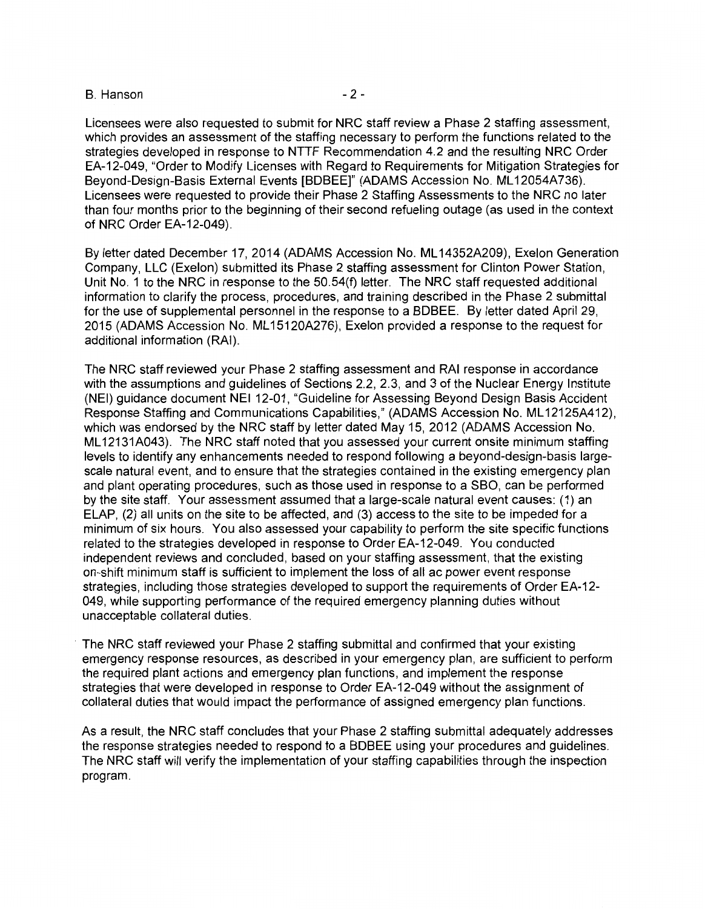Licensees were also requested to submit for NRC staff review a Phase 2 staffing assessment, which provides an assessment of the staffing necessary to perform the functions related to the strategies developed in response to NTTF Recommendation 4.2 and the resulting NRC Order EA-12-049, "Order to Modify Licenses with Regard to Requirements for Mitigation Strategies for Beyond-Design-Basis External Events [BDBEE]" (ADAMS Accession No. ML12054A736). Licensees were requested to provide their Phase 2 Staffing Assessments to the NRC no later than four months prior to the beginning of their second refueling outage (as used in the context of NRC Order EA-12-049).

By letter dated December 17, 2014 (ADAMS Accession No. ML14352A209), Exelon Generation Company, LLC (Exelon) submitted its Phase 2 staffing assessment for Clinton Power Station, Unit No. 1 to the NRC in response to the 50.54(f) letter. The NRC staff requested additional information to clarify the process, procedures, and training described in the Phase 2 submittal for the use of supplemental personnel in the response to a BDBEE. By letter dated April 29, 2015 (ADAMS Accession No. ML15120A276), Exelon provided a response to the request for additional information (RAI).

The NRC staff reviewed your Phase 2 staffing assessment and RAI response in accordance with the assumptions and guidelines of Sections 2.2, 2.3, and 3 of the Nuclear Energy Institute (NEI) guidance document NEI 12-01, "Guideline for Assessing Beyond Design Basis Accident Response Staffing and Communications Capabilities," (ADAMS Accession No. ML12125A412), which was endorsed by the NRC staff by letter dated May 15, 2012 (ADAMS Accession No. ML12131A043). The NRC staff noted that you assessed your current onsite minimum staffing levels to identify any enhancements needed to respond following a beyond-design-basis large-scale natural event, and to ensure that the strategies contained in the existing emergency plan and plant operating procedures, such as those used in response to a SBO, can be performed by the site staff. Your assessment assumed that a large-scale natural event causes: (1) an ELAP, (2) all units on the site to be affected, and (3) access to the site to be impeded for a minimum of six hours. You also assessed your capability to perform the site specific functions related to the strategies developed in response to Order EA-12-049. You conducted independent reviews and concluded, based on your staffing assessment, that the existing on-shift minimum staff is sufficient to implement the loss of all ac power event response strategies, including those strategies developed to support the requirements of Order EA-12-049, while supporting performance of the required emergency planning duties without unacceptable collateral duties.

The NRC staff reviewed your Phase 2 staffing submittal and confirmed that your existing emergency response resources, as described in your emergency plan, are sufficient to perform the required plant actions and emergency plan functions, and implement the response strategies that were developed in response to Order EA-12-049 without the assignment of collateral duties that would impact the performance of assigned emergency plan functions.

As a result, the NRC staff concludes that your Phase 2 staffing submittal adequately addresses the response strategies needed to respond to a BDBEE using your procedures and guidelines. The NRC staff will verify the implementation of your staffing capabilities through the inspection program.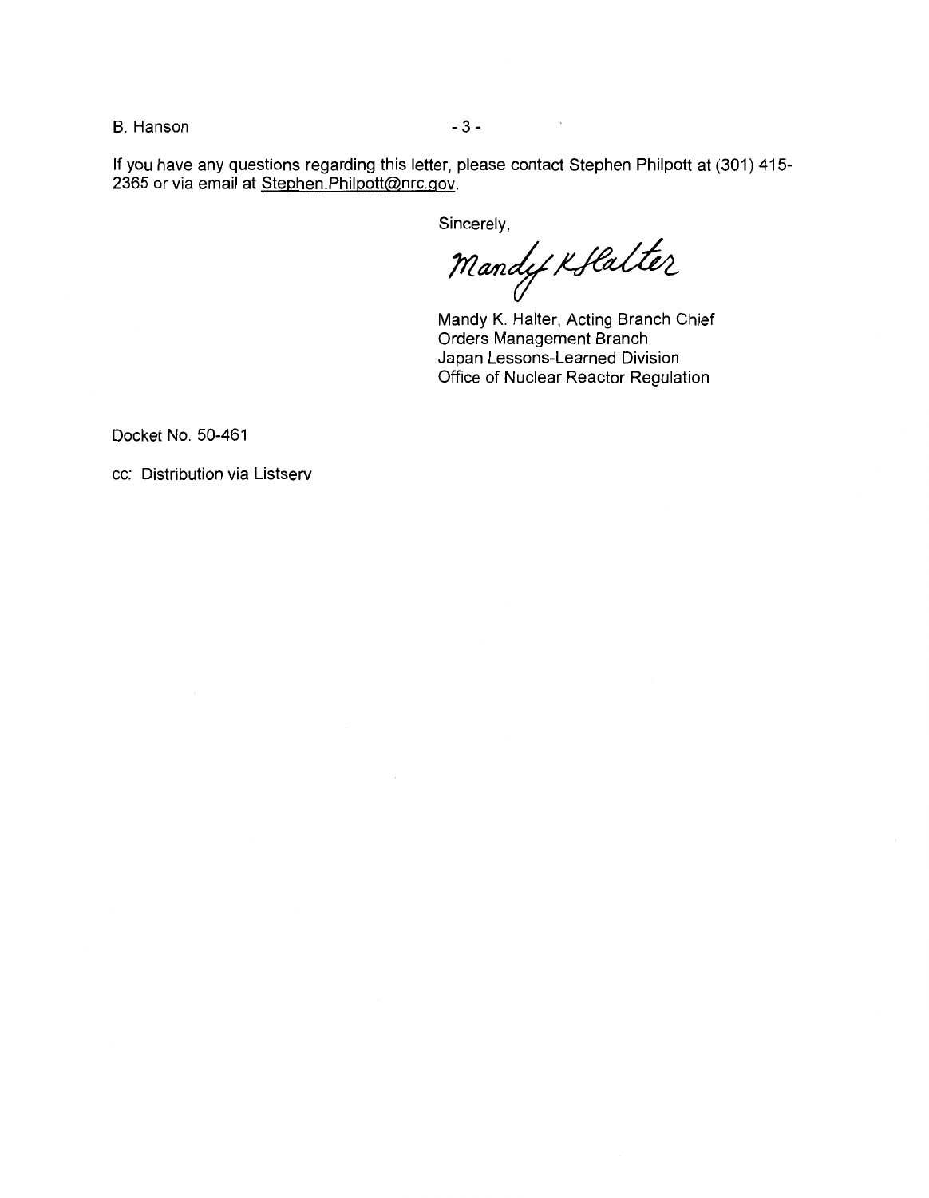If you have any questions regarding this letter, please contact Stephen Philpott at (301) 415-2365 or via email at Stephen.Philpott@nrc.gov.

Sincerely,

Mandy K Halter

Mandy K. Halter, Acting Branch Chief
Orders Management Branch
Japan Lessons-Learned Division
Office of Nuclear Reactor Regulation

Docket No. 50-461

cc: Distribution via Listserv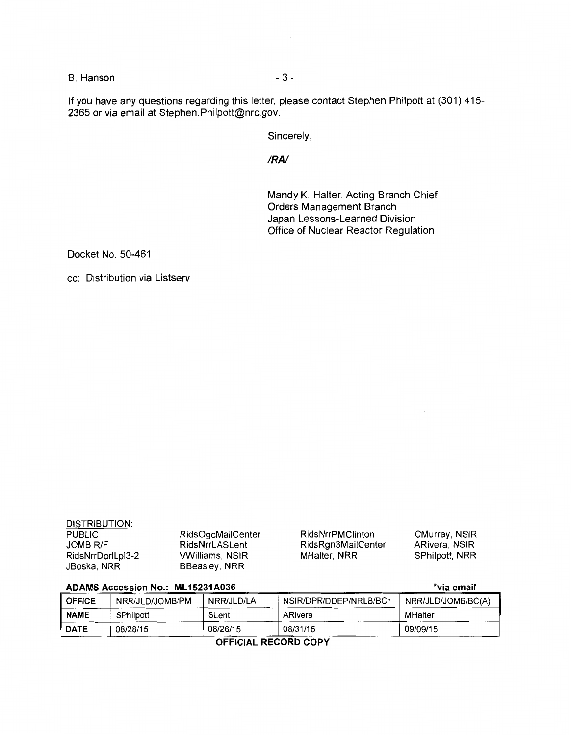If you have any questions regarding this letter, please contact Stephen Philpott at (301) 415-2365 or via email at Stephen.Philpott@nrc.gov.

Sincerely,

*/RA/*

Mandy K. Halter, Acting Branch Chief
Orders Management Branch
Japan Lessons-Learned Division
Office of Nuclear Reactor Regulation

Docket No. 50-461

cc: Distribution via Listserv

DISTRIBUTION:

| | | | |
|---|---|---|---|
| PUBLIC | RidsOgcMailCenter | RidsNrrPMClinton | CMurray, NSIR |
| JOMB R/F | RidsNrrLASLent | RidsRgn3MailCenter | ARivera, NSIR |
| RidsNrrDorlLpl3-2 | VWilliams, NSIR | MHalter, NRR | SPhilpott, NRR |
| JBoska, NRR | BBeasley, NRR | | |

**ADAMS Accession No.: ML15231A036** *via email

| OFFICE | NRR/JLD/JOMB/PM | NRR/JLD/LA | NSIR/DPR/DDEP/NRLB/BC* | NRR/JLD/JOMB/BC(A) |
|---|---|---|---|---|
| NAME | SPhilpott | SLent | ARivera | MHalter |
| DATE | 08/28/15 | 08/26/15 | 08/31/15 | 09/09/15 |

**OFFICIAL RECORD COPY**